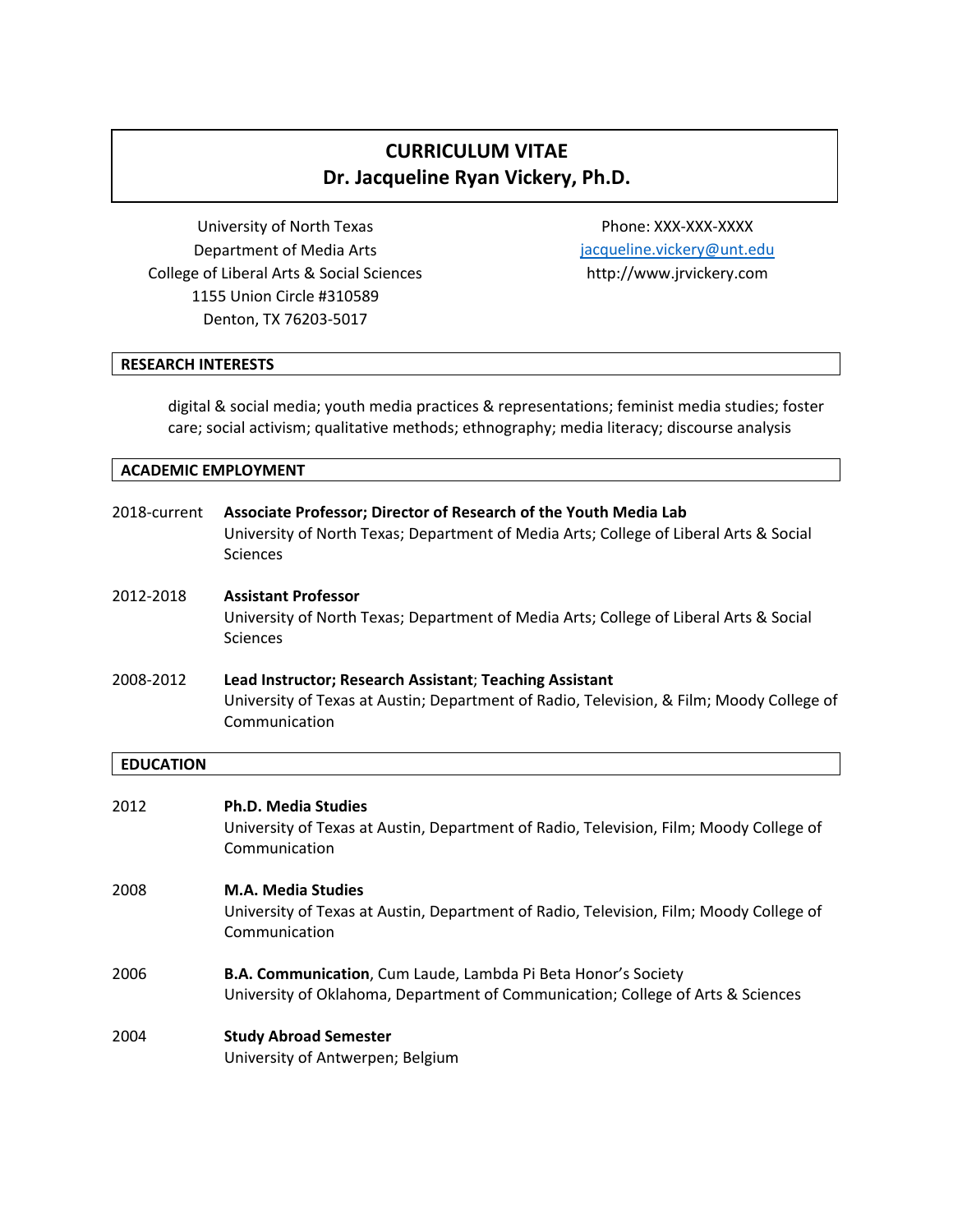# CURRICULUM VITAE
# Dr. Jacqueline Ryan Vickery, Ph.D.

University of North Texas
Department of Media Arts
College of Liberal Arts & Social Sciences
1155 Union Circle #310589
Denton, TX 76203-5017

Phone: XXX-XXX-XXXX
jacqueline.vickery@unt.edu
http://www.jrvickery.com

## RESEARCH INTERESTS

digital & social media; youth media practices & representations; feminist media studies; foster care; social activism; qualitative methods; ethnography; media literacy; discourse analysis

## ACADEMIC EMPLOYMENT

2018-current **Associate Professor; Director of Research of the Youth Media Lab**
University of North Texas; Department of Media Arts; College of Liberal Arts & Social Sciences

2012-2018 **Assistant Professor**
University of North Texas; Department of Media Arts; College of Liberal Arts & Social Sciences

2008-2012 **Lead Instructor; Research Assistant; Teaching Assistant**
University of Texas at Austin; Department of Radio, Television, & Film; Moody College of Communication

## EDUCATION

2012 **Ph.D. Media Studies**
University of Texas at Austin, Department of Radio, Television, Film; Moody College of Communication

2008 **M.A. Media Studies**
University of Texas at Austin, Department of Radio, Television, Film; Moody College of Communication

2006 **B.A. Communication**, Cum Laude, Lambda Pi Beta Honor's Society
University of Oklahoma, Department of Communication; College of Arts & Sciences

2004 **Study Abroad Semester**
University of Antwerpen; Belgium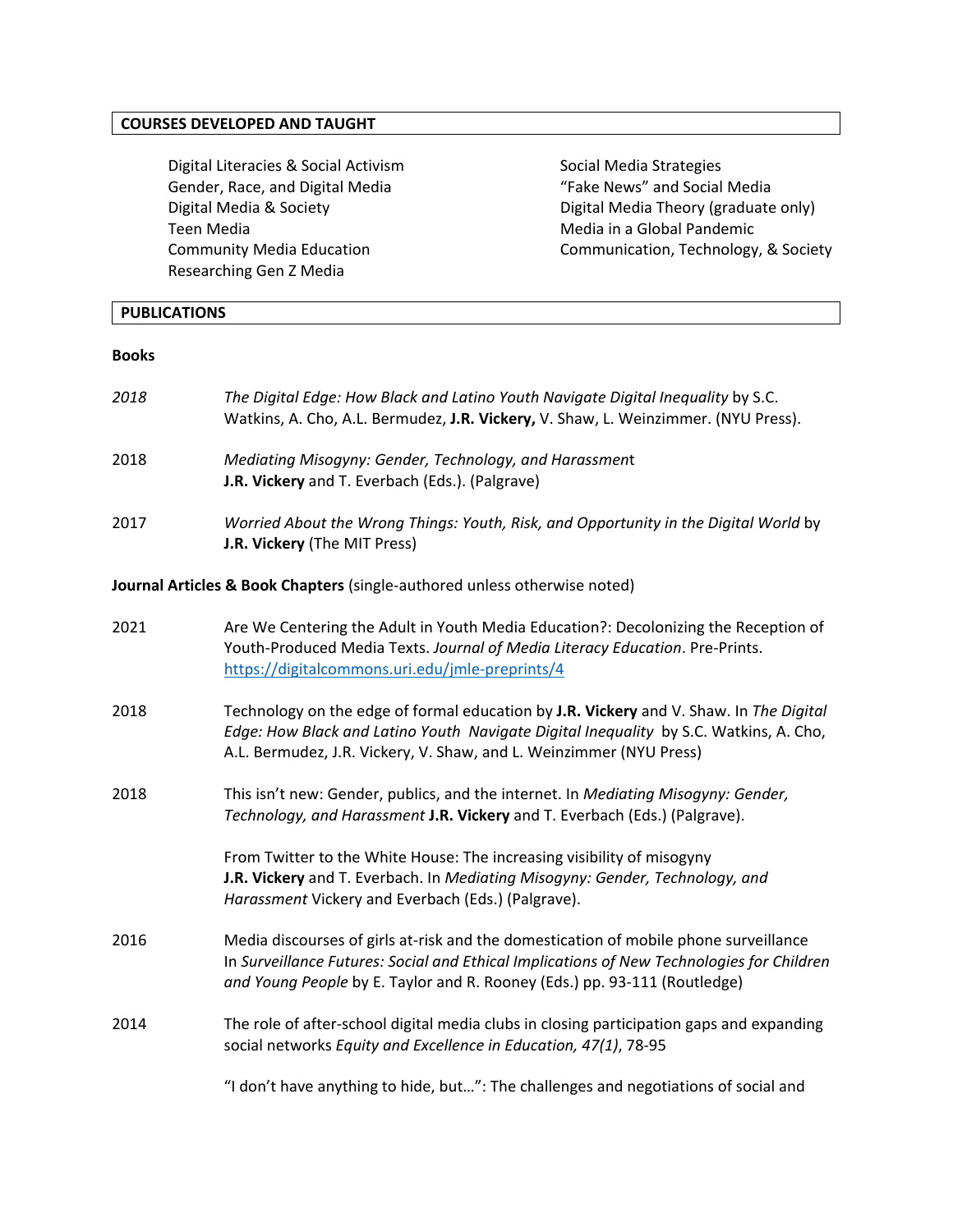## COURSES DEVELOPED AND TAUGHT

- Digital Literacies & Social Activism
- Gender, Race, and Digital Media
- Digital Media & Society
- Teen Media
- Community Media Education
- Researching Gen Z Media
- Social Media Strategies
- "Fake News" and Social Media
- Digital Media Theory (graduate only)
- Media in a Global Pandemic
- Communication, Technology, & Society

## PUBLICATIONS

### Books

*2018* — *The Digital Edge: How Black and Latino Youth Navigate Digital Inequality* by S.C. Watkins, A. Cho, A.L. Bermudez, **J.R. Vickery,** V. Shaw, L. Weinzimmer. (NYU Press).

2018 — *Mediating Misogyny: Gender, Technology, and Harassmen*t **J.R. Vickery** and T. Everbach (Eds.). (Palgrave)

2017 — *Worried About the Wrong Things: Youth, Risk, and Opportunity in the Digital World* by **J.R. Vickery** (The MIT Press)

### Journal Articles & Book Chapters (single-authored unless otherwise noted)

2021 — Are We Centering the Adult in Youth Media Education?: Decolonizing the Reception of Youth-Produced Media Texts. *Journal of Media Literacy Education*. Pre-Prints. https://digitalcommons.uri.edu/jmle-preprints/4

2018 — Technology on the edge of formal education by **J.R. Vickery** and V. Shaw. In *The Digital Edge: How Black and Latino Youth Navigate Digital Inequality* by S.C. Watkins, A. Cho, A.L. Bermudez, J.R. Vickery, V. Shaw, and L. Weinzimmer (NYU Press)

2018 — This isn't new: Gender, publics, and the internet. In *Mediating Misogyny: Gender, Technology, and Harassment* **J.R. Vickery** and T. Everbach (Eds.) (Palgrave).

From Twitter to the White House: The increasing visibility of misogyny **J.R. Vickery** and T. Everbach. In *Mediating Misogyny: Gender, Technology, and Harassment* Vickery and Everbach (Eds.) (Palgrave).

2016 — Media discourses of girls at-risk and the domestication of mobile phone surveillance In *Surveillance Futures: Social and Ethical Implications of New Technologies for Children and Young People* by E. Taylor and R. Rooney (Eds.) pp. 93-111 (Routledge)

2014 — The role of after-school digital media clubs in closing participation gaps and expanding social networks *Equity and Excellence in Education, 47(1)*, 78-95

"I don't have anything to hide, but…": The challenges and negotiations of social and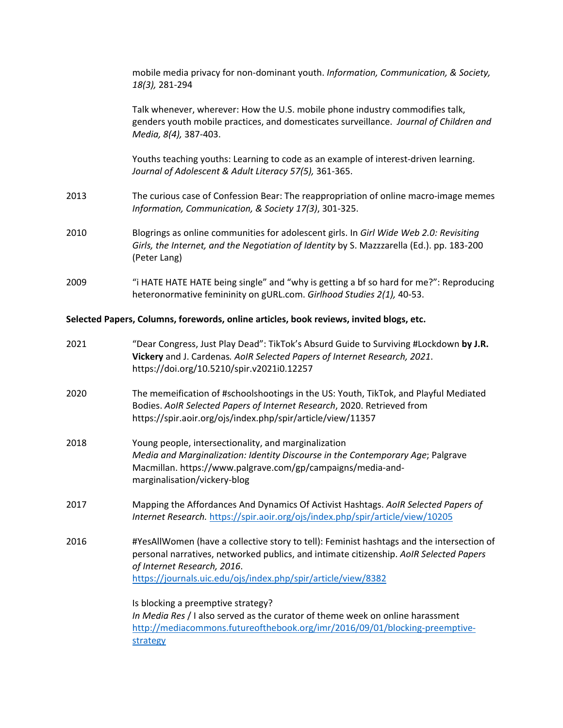mobile media privacy for non-dominant youth. *Information, Communication, & Society, 18(3),* 281-294

Talk whenever, wherever: How the U.S. mobile phone industry commodifies talk, genders youth mobile practices, and domesticates surveillance. *Journal of Children and Media, 8(4),* 387-403.

Youths teaching youths: Learning to code as an example of interest-driven learning. *Journal of Adolescent & Adult Literacy 57(5),* 361-365.

2013 — The curious case of Confession Bear: The reappropriation of online macro-image memes *Information, Communication, & Society 17(3)*, 301-325.

2010 — Blogrings as online communities for adolescent girls. In *Girl Wide Web 2.0: Revisiting Girls, the Internet, and the Negotiation of Identity* by S. Mazzzarella (Ed.). pp. 183-200 (Peter Lang)

2009 — "i HATE HATE HATE being single" and "why is getting a bf so hard for me?": Reproducing heteronormative femininity on gURL.com. *Girlhood Studies 2(1),* 40-53.

**Selected Papers, Columns, forewords, online articles, book reviews, invited blogs, etc.**

2021 — "Dear Congress, Just Play Dead": TikTok's Absurd Guide to Surviving #Lockdown **by J.R. Vickery** and J. Cardenas*. AoIR Selected Papers of Internet Research, 2021*. https://doi.org/10.5210/spir.v2021i0.12257

2020 — The memeification of #schoolshootings in the US: Youth, TikTok, and Playful Mediated Bodies. *AoIR Selected Papers of Internet Research*, 2020. Retrieved from https://spir.aoir.org/ojs/index.php/spir/article/view/11357

2018 — Young people, intersectionality, and marginalization *Media and Marginalization: Identity Discourse in the Contemporary Age*; Palgrave Macmillan. https://www.palgrave.com/gp/campaigns/media-and-marginalisation/vickery-blog

2017 — Mapping the Affordances And Dynamics Of Activist Hashtags. *AoIR Selected Papers of Internet Research.* https://spir.aoir.org/ojs/index.php/spir/article/view/10205

2016 — #YesAllWomen (have a collective story to tell): Feminist hashtags and the intersection of personal narratives, networked publics, and intimate citizenship. *AoIR Selected Papers of Internet Research, 2016*. https://journals.uic.edu/ojs/index.php/spir/article/view/8382

Is blocking a preemptive strategy? *In Media Res* / I also served as the curator of theme week on online harassment http://mediacommons.futureofthebook.org/imr/2016/09/01/blocking-preemptive-strategy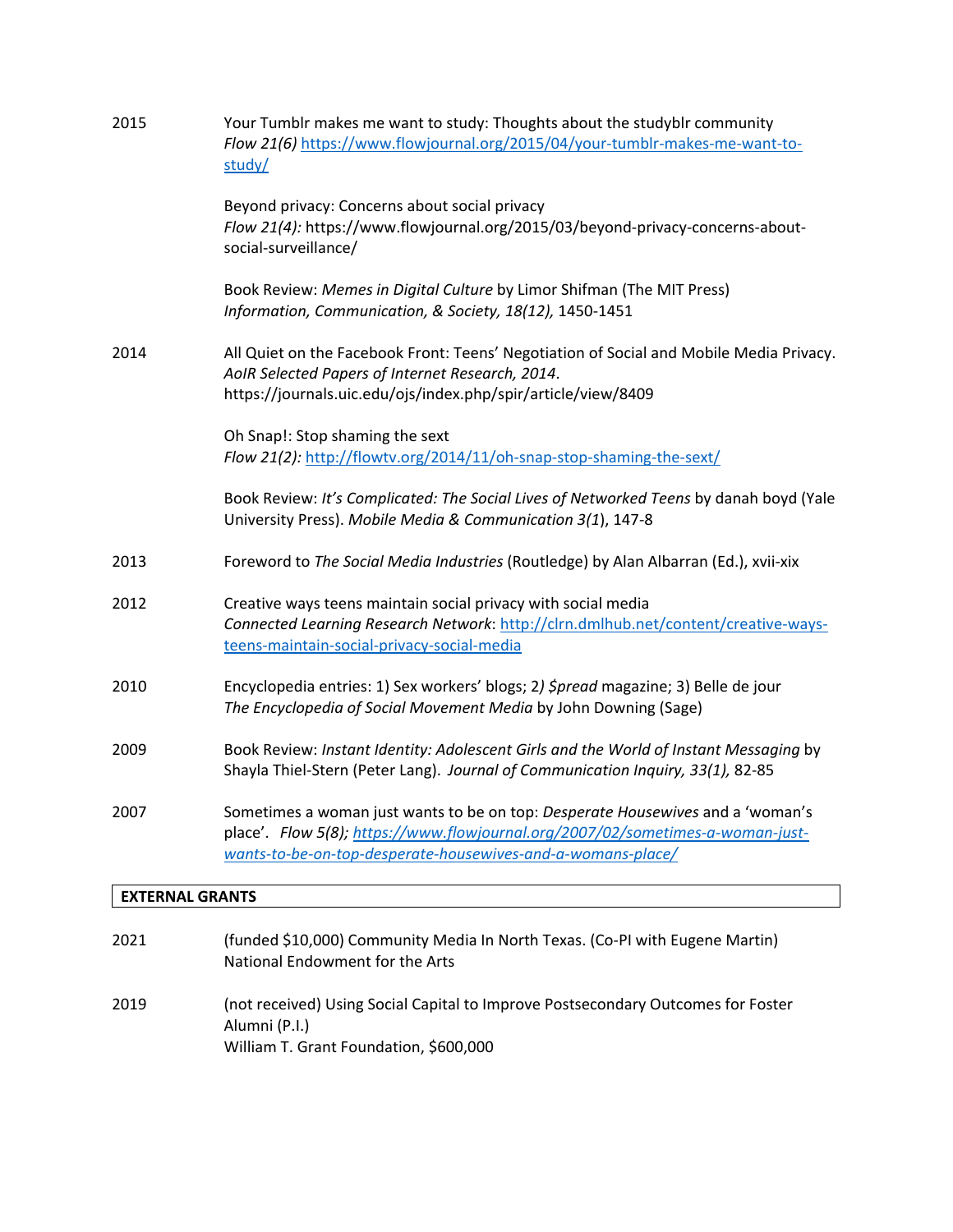2015 Your Tumblr makes me want to study: Thoughts about the studyblr community
*Flow 21(6)* https://www.flowjournal.org/2015/04/your-tumblr-makes-me-want-to-study/

Beyond privacy: Concerns about social privacy
*Flow 21(4):* https://www.flowjournal.org/2015/03/beyond-privacy-concerns-about-social-surveillance/

Book Review: *Memes in Digital Culture* by Limor Shifman (The MIT Press)
*Information, Communication, & Society, 18(12),* 1450-1451

2014 All Quiet on the Facebook Front: Teens' Negotiation of Social and Mobile Media Privacy. *AoIR Selected Papers of Internet Research, 2014*. https://journals.uic.edu/ojs/index.php/spir/article/view/8409

Oh Snap!: Stop shaming the sext
*Flow 21(2):* http://flowtv.org/2014/11/oh-snap-stop-shaming-the-sext/

Book Review: *It's Complicated: The Social Lives of Networked Teens* by danah boyd (Yale University Press). *Mobile Media & Communication 3(1*), 147-8

2013 Foreword to *The Social Media Industries* (Routledge) by Alan Albarran (Ed.), xvii-xix

2012 Creative ways teens maintain social privacy with social media
*Connected Learning Research Network*: http://clrn.dmlhub.net/content/creative-ways-teens-maintain-social-privacy-social-media

2010 Encyclopedia entries: 1) Sex workers' blogs; 2*) $pread* magazine; 3) Belle de jour
*The Encyclopedia of Social Movement Media* by John Downing (Sage)

2009 Book Review: *Instant Identity: Adolescent Girls and the World of Instant Messaging* by Shayla Thiel-Stern (Peter Lang). *Journal of Communication Inquiry, 33(1),* 82-85

2007 Sometimes a woman just wants to be on top: *Desperate Housewives* and a 'woman's place'. *Flow 5(8); https://www.flowjournal.org/2007/02/sometimes-a-woman-just-wants-to-be-on-top-desperate-housewives-and-a-womans-place/*

## EXTERNAL GRANTS

2021 (funded $10,000) Community Media In North Texas. (Co-PI with Eugene Martin)
National Endowment for the Arts

2019 (not received) Using Social Capital to Improve Postsecondary Outcomes for Foster Alumni (P.I.)
William T. Grant Foundation, $600,000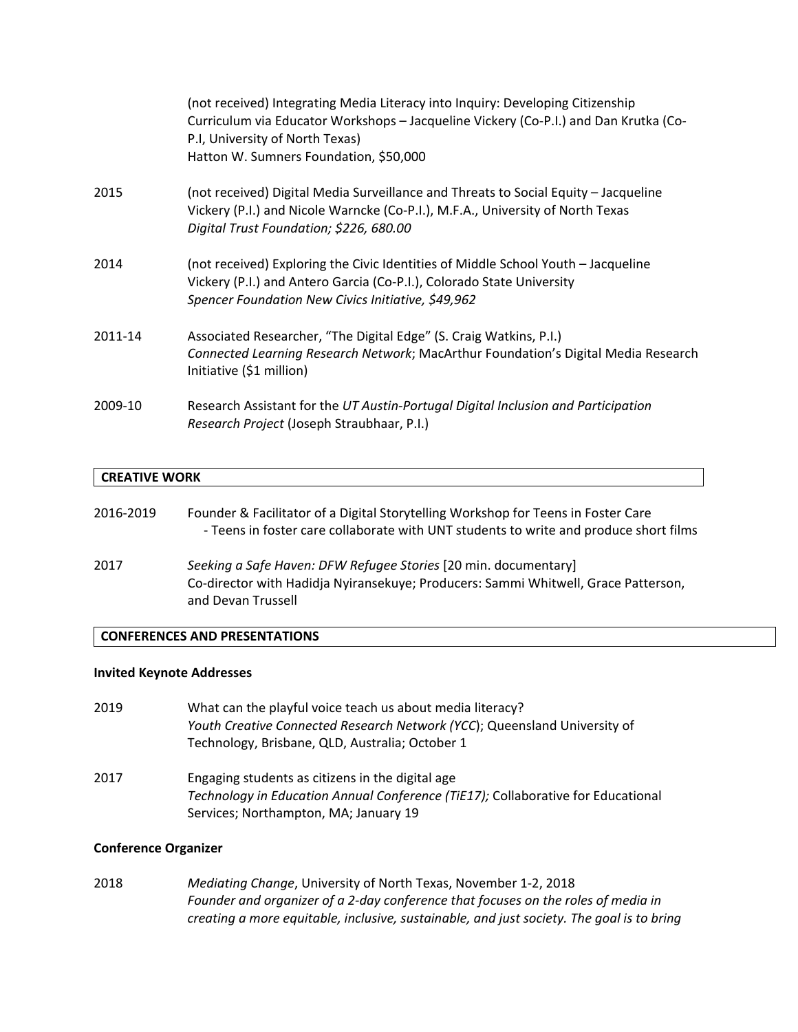(not received) Integrating Media Literacy into Inquiry: Developing Citizenship Curriculum via Educator Workshops – Jacqueline Vickery (Co-P.I.) and Dan Krutka (Co-P.I, University of North Texas)
Hatton W. Sumners Foundation, $50,000

2015 (not received) Digital Media Surveillance and Threats to Social Equity – Jacqueline Vickery (P.I.) and Nicole Warncke (Co-P.I.), M.F.A., University of North Texas
*Digital Trust Foundation; $226, 680.00*

2014 (not received) Exploring the Civic Identities of Middle School Youth – Jacqueline Vickery (P.I.) and Antero Garcia (Co-P.I.), Colorado State University
*Spencer Foundation New Civics Initiative, $49,962*

2011-14 Associated Researcher, "The Digital Edge" (S. Craig Watkins, P.I.)
*Connected Learning Research Network*; MacArthur Foundation's Digital Media Research Initiative ($1 million)

2009-10 Research Assistant for the *UT Austin-Portugal Digital Inclusion and Participation Research Project* (Joseph Straubhaar, P.I.)

## CREATIVE WORK

2016-2019 Founder & Facilitator of a Digital Storytelling Workshop for Teens in Foster Care
- Teens in foster care collaborate with UNT students to write and produce short films

2017 *Seeking a Safe Haven: DFW Refugee Stories* [20 min. documentary]
Co-director with Hadidja Nyiransekuye; Producers: Sammi Whitwell, Grace Patterson, and Devan Trussell

## CONFERENCES AND PRESENTATIONS

### Invited Keynote Addresses

2019 What can the playful voice teach us about media literacy?
*Youth Creative Connected Research Network (YCC*); Queensland University of Technology, Brisbane, QLD, Australia; October 1

2017 Engaging students as citizens in the digital age
*Technology in Education Annual Conference (TiE17);* Collaborative for Educational Services; Northampton, MA; January 19

### Conference Organizer

2018 *Mediating Change*, University of North Texas, November 1-2, 2018
*Founder and organizer of a 2-day conference that focuses on the roles of media in creating a more equitable, inclusive, sustainable, and just society. The goal is to bring*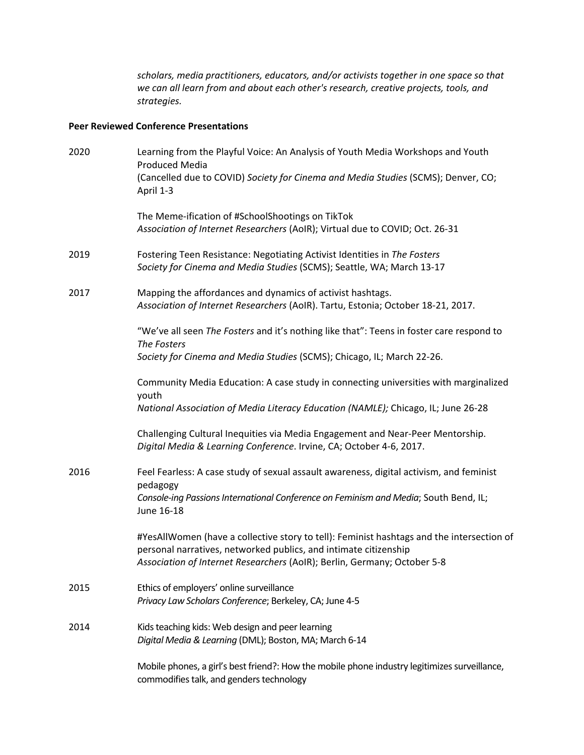*scholars, media practitioners, educators, and/or activists together in one space so that we can all learn from and about each other's research, creative projects, tools, and strategies.*

**Peer Reviewed Conference Presentations**

2020

Learning from the Playful Voice: An Analysis of Youth Media Workshops and Youth Produced Media
(Cancelled due to COVID) *Society for Cinema and Media Studies* (SCMS); Denver, CO; April 1-3

The Meme-ification of #SchoolShootings on TikTok
*Association of Internet Researchers* (AoIR); Virtual due to COVID; Oct. 26-31

2019

Fostering Teen Resistance: Negotiating Activist Identities in *The Fosters*
*Society for Cinema and Media Studies* (SCMS); Seattle, WA; March 13-17

2017

Mapping the affordances and dynamics of activist hashtags.
*Association of Internet Researchers* (AoIR). Tartu, Estonia; October 18-21, 2017.

"We've all seen *The Fosters* and it's nothing like that": Teens in foster care respond to *The Fosters*
*Society for Cinema and Media Studies* (SCMS); Chicago, IL; March 22-26.

Community Media Education: A case study in connecting universities with marginalized youth
*National Association of Media Literacy Education (NAMLE);* Chicago, IL; June 26-28

Challenging Cultural Inequities via Media Engagement and Near-Peer Mentorship.
*Digital Media & Learning Conference*. Irvine, CA; October 4-6, 2017.

2016

Feel Fearless: A case study of sexual assault awareness, digital activism, and feminist pedagogy
*Console-ing Passions International Conference on Feminism and Media*; South Bend, IL; June 16-18

#YesAllWomen (have a collective story to tell): Feminist hashtags and the intersection of personal narratives, networked publics, and intimate citizenship
*Association of Internet Researchers* (AoIR); Berlin, Germany; October 5-8

2015

Ethics of employers' online surveillance
*Privacy Law Scholars Conference*; Berkeley, CA; June 4-5

2014

Kids teaching kids: Web design and peer learning
*Digital Media & Learning* (DML); Boston, MA; March 6-14

Mobile phones, a girl's best friend?: How the mobile phone industry legitimizes surveillance, commodifies talk, and genders technology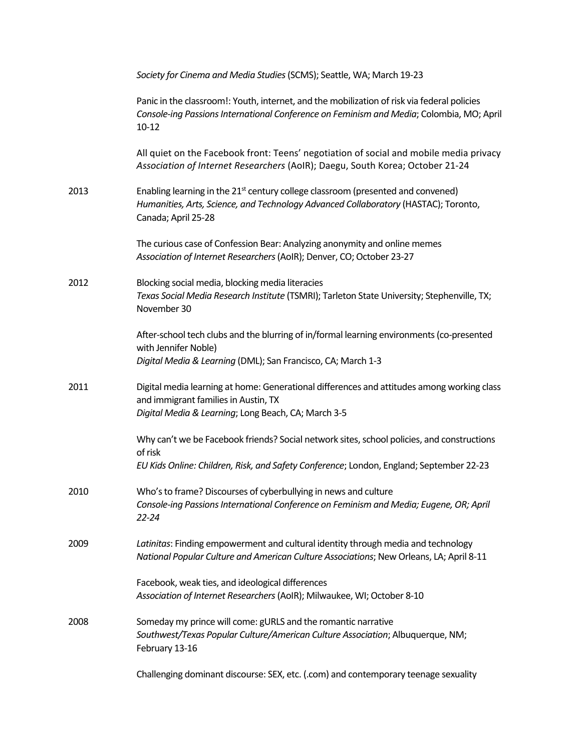*Society for Cinema and Media Studies* (SCMS); Seattle, WA; March 19-23

Panic in the classroom!: Youth, internet, and the mobilization of risk via federal policies
*Console-ing Passions International Conference on Feminism and Media*; Colombia, MO; April 10-12

All quiet on the Facebook front: Teens' negotiation of social and mobile media privacy
*Association of Internet Researchers* (AoIR); Daegu, South Korea; October 21-24

**2013**

Enabling learning in the 21st century college classroom (presented and convened)
*Humanities, Arts, Science, and Technology Advanced Collaboratory* (HASTAC); Toronto, Canada; April 25-28

The curious case of Confession Bear: Analyzing anonymity and online memes
*Association of Internet Researchers* (AoIR); Denver, CO; October 23-27

**2012**

Blocking social media, blocking media literacies
*Texas Social Media Research Institute* (TSMRI); Tarleton State University; Stephenville, TX; November 30

After-school tech clubs and the blurring of in/formal learning environments (co-presented with Jennifer Noble)
*Digital Media & Learning* (DML); San Francisco, CA; March 1-3

**2011**

Digital media learning at home: Generational differences and attitudes among working class and immigrant families in Austin, TX
*Digital Media & Learning*; Long Beach, CA; March 3-5

Why can't we be Facebook friends? Social network sites, school policies, and constructions of risk
*EU Kids Online: Children, Risk, and Safety Conference*; London, England; September 22-23

**2010**

Who's to frame? Discourses of cyberbullying in news and culture
*Console-ing Passions International Conference on Feminism and Media; Eugene, OR; April 22-24*

**2009**

*Latinitas*: Finding empowerment and cultural identity through media and technology
*National Popular Culture and American Culture Associations*; New Orleans, LA; April 8-11

Facebook, weak ties, and ideological differences
*Association of Internet Researchers* (AoIR); Milwaukee, WI; October 8-10

**2008**

Someday my prince will come: gURLS and the romantic narrative
*Southwest/Texas Popular Culture/American Culture Association*; Albuquerque, NM; February 13-16

Challenging dominant discourse: SEX, etc. (.com) and contemporary teenage sexuality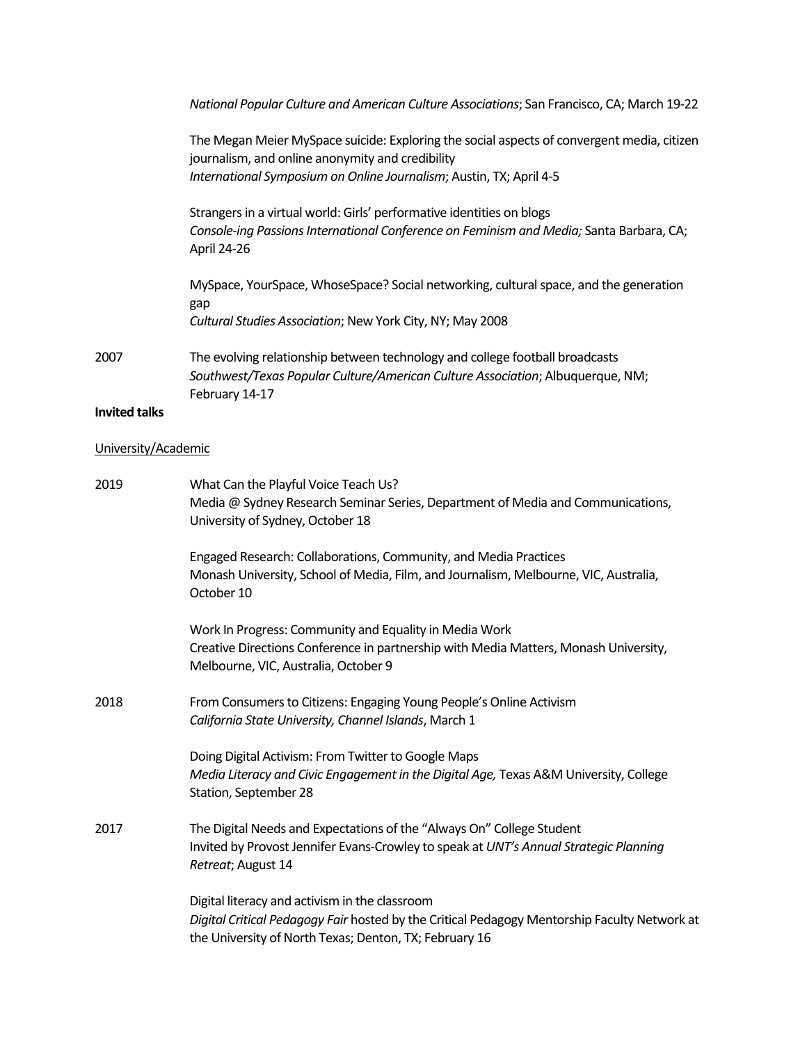*National Popular Culture and American Culture Associations*; San Francisco, CA; March 19-22

The Megan Meier MySpace suicide: Exploring the social aspects of convergent media, citizen journalism, and online anonymity and credibility
*International Symposium on Online Journalism*; Austin, TX; April 4-5

Strangers in a virtual world: Girls' performative identities on blogs
*Console-ing Passions International Conference on Feminism and Media;* Santa Barbara, CA; April 24-26

MySpace, YourSpace, WhoseSpace? Social networking, cultural space, and the generation gap
*Cultural Studies Association*; New York City, NY; May 2008

2007 The evolving relationship between technology and college football broadcasts
*Southwest/Texas Popular Culture/American Culture Association*; Albuquerque, NM; February 14-17

**Invited talks**

University/Academic

2019 What Can the Playful Voice Teach Us?
Media @ Sydney Research Seminar Series, Department of Media and Communications, University of Sydney, October 18

Engaged Research: Collaborations, Community, and Media Practices
Monash University, School of Media, Film, and Journalism, Melbourne, VIC, Australia, October 10

Work In Progress: Community and Equality in Media Work
Creative Directions Conference in partnership with Media Matters, Monash University, Melbourne, VIC, Australia, October 9

2018 From Consumers to Citizens: Engaging Young People's Online Activism
*California State University, Channel Islands*, March 1

Doing Digital Activism: From Twitter to Google Maps
*Media Literacy and Civic Engagement in the Digital Age,* Texas A&M University, College Station, September 28

2017 The Digital Needs and Expectations of the "Always On" College Student
Invited by Provost Jennifer Evans-Crowley to speak at *UNT's Annual Strategic Planning Retreat*; August 14

Digital literacy and activism in the classroom
*Digital Critical Pedagogy Fair* hosted by the Critical Pedagogy Mentorship Faculty Network at the University of North Texas; Denton, TX; February 16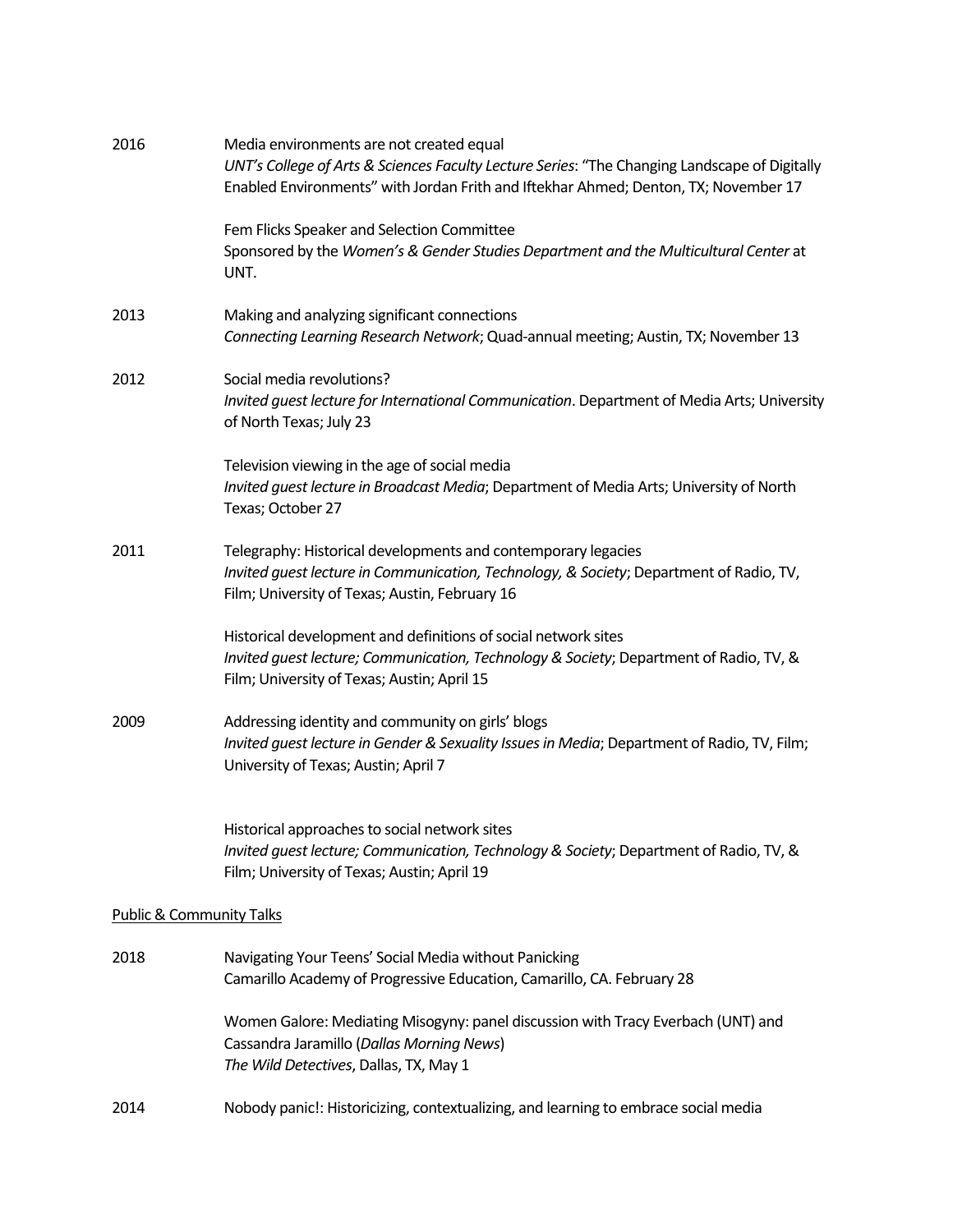2016 Media environments are not created equal
*UNT's College of Arts & Sciences Faculty Lecture Series*: "The Changing Landscape of Digitally Enabled Environments" with Jordan Frith and Iftekhar Ahmed; Denton, TX; November 17

Fem Flicks Speaker and Selection Committee
Sponsored by the *Women's & Gender Studies Department and the Multicultural Center* at UNT.

2013 Making and analyzing significant connections
*Connecting Learning Research Network*; Quad-annual meeting; Austin, TX; November 13

2012 Social media revolutions?
*Invited guest lecture for International Communication*. Department of Media Arts; University of North Texas; July 23

Television viewing in the age of social media
*Invited guest lecture in Broadcast Media*; Department of Media Arts; University of North Texas; October 27

2011 Telegraphy: Historical developments and contemporary legacies
*Invited guest lecture in Communication, Technology, & Society*; Department of Radio, TV, Film; University of Texas; Austin, February 16

Historical development and definitions of social network sites
*Invited guest lecture; Communication, Technology & Society*; Department of Radio, TV, & Film; University of Texas; Austin; April 15

2009 Addressing identity and community on girls' blogs
*Invited guest lecture in Gender & Sexuality Issues in Media*; Department of Radio, TV, Film; University of Texas; Austin; April 7

Historical approaches to social network sites
*Invited guest lecture; Communication, Technology & Society*; Department of Radio, TV, & Film; University of Texas; Austin; April 19

Public & Community Talks

2018 Navigating Your Teens' Social Media without Panicking
Camarillo Academy of Progressive Education, Camarillo, CA. February 28

Women Galore: Mediating Misogyny: panel discussion with Tracy Everbach (UNT) and Cassandra Jaramillo (*Dallas Morning News*)
*The Wild Detectives*, Dallas, TX, May 1

2014 Nobody panic!: Historicizing, contextualizing, and learning to embrace social media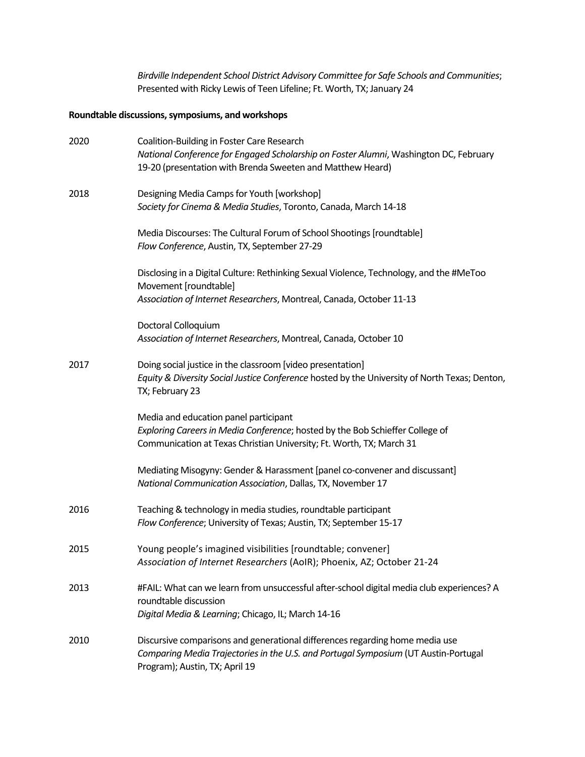*Birdville Independent School District Advisory Committee for Safe Schools and Communities*; Presented with Ricky Lewis of Teen Lifeline; Ft. Worth, TX; January 24

**Roundtable discussions, symposiums, and workshops**

2020

Coalition-Building in Foster Care Research
*National Conference for Engaged Scholarship on Foster Alumni*, Washington DC, February 19-20 (presentation with Brenda Sweeten and Matthew Heard)

2018

Designing Media Camps for Youth [workshop]
*Society for Cinema & Media Studies*, Toronto, Canada, March 14-18

Media Discourses: The Cultural Forum of School Shootings [roundtable]
*Flow Conference*, Austin, TX, September 27-29

Disclosing in a Digital Culture: Rethinking Sexual Violence, Technology, and the #MeToo Movement [roundtable]
*Association of Internet Researchers*, Montreal, Canada, October 11-13

Doctoral Colloquium
*Association of Internet Researchers*, Montreal, Canada, October 10

2017

Doing social justice in the classroom [video presentation]
*Equity & Diversity Social Justice Conference* hosted by the University of North Texas; Denton, TX; February 23

Media and education panel participant
*Exploring Careers in Media Conference*; hosted by the Bob Schieffer College of Communication at Texas Christian University; Ft. Worth, TX; March 31

Mediating Misogyny: Gender & Harassment [panel co-convener and discussant]
*National Communication Association*, Dallas, TX, November 17

2016

Teaching & technology in media studies, roundtable participant
*Flow Conference*; University of Texas; Austin, TX; September 15-17

2015

Young people's imagined visibilities [roundtable; convener]
*Association of Internet Researchers* (AoIR); Phoenix, AZ; October 21-24

2013

#FAIL: What can we learn from unsuccessful after-school digital media club experiences? A roundtable discussion
*Digital Media & Learning*; Chicago, IL; March 14-16

2010

Discursive comparisons and generational differences regarding home media use
*Comparing Media Trajectories in the U.S. and Portugal Symposium* (UT Austin-Portugal Program); Austin, TX; April 19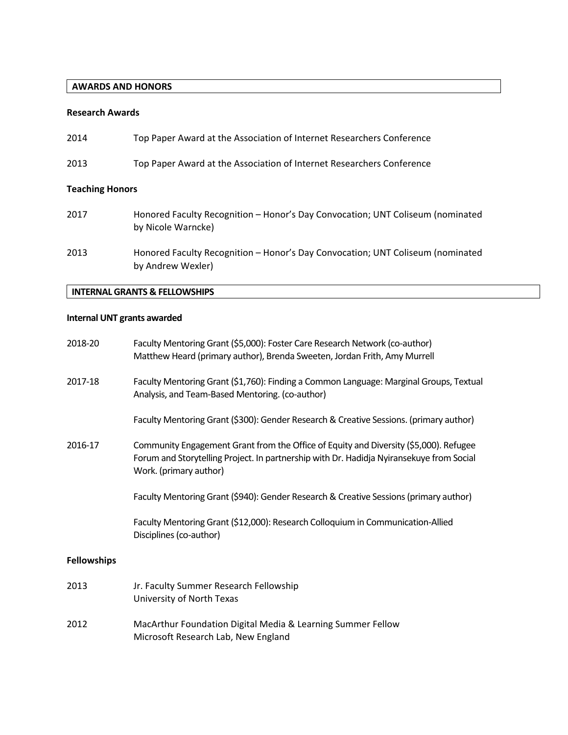## AWARDS AND HONORS

### Research Awards

2014 Top Paper Award at the Association of Internet Researchers Conference

2013 Top Paper Award at the Association of Internet Researchers Conference

### Teaching Honors

2017 Honored Faculty Recognition – Honor's Day Convocation; UNT Coliseum (nominated by Nicole Warncke)

2013 Honored Faculty Recognition – Honor's Day Convocation; UNT Coliseum (nominated by Andrew Wexler)

## INTERNAL GRANTS & FELLOWSHIPS

### Internal UNT grants awarded

2018-20 Faculty Mentoring Grant ($5,000): Foster Care Research Network (co-author)
Matthew Heard (primary author), Brenda Sweeten, Jordan Frith, Amy Murrell

2017-18 Faculty Mentoring Grant ($1,760): Finding a Common Language: Marginal Groups, Textual Analysis, and Team-Based Mentoring. (co-author)

Faculty Mentoring Grant ($300): Gender Research & Creative Sessions. (primary author)

2016-17 Community Engagement Grant from the Office of Equity and Diversity ($5,000). Refugee Forum and Storytelling Project. In partnership with Dr. Hadidja Nyiransekuye from Social Work. (primary author)

Faculty Mentoring Grant ($940): Gender Research & Creative Sessions (primary author)

Faculty Mentoring Grant ($12,000): Research Colloquium in Communication-Allied Disciplines (co-author)

### Fellowships

2013 Jr. Faculty Summer Research Fellowship
University of North Texas

2012 MacArthur Foundation Digital Media & Learning Summer Fellow
Microsoft Research Lab, New England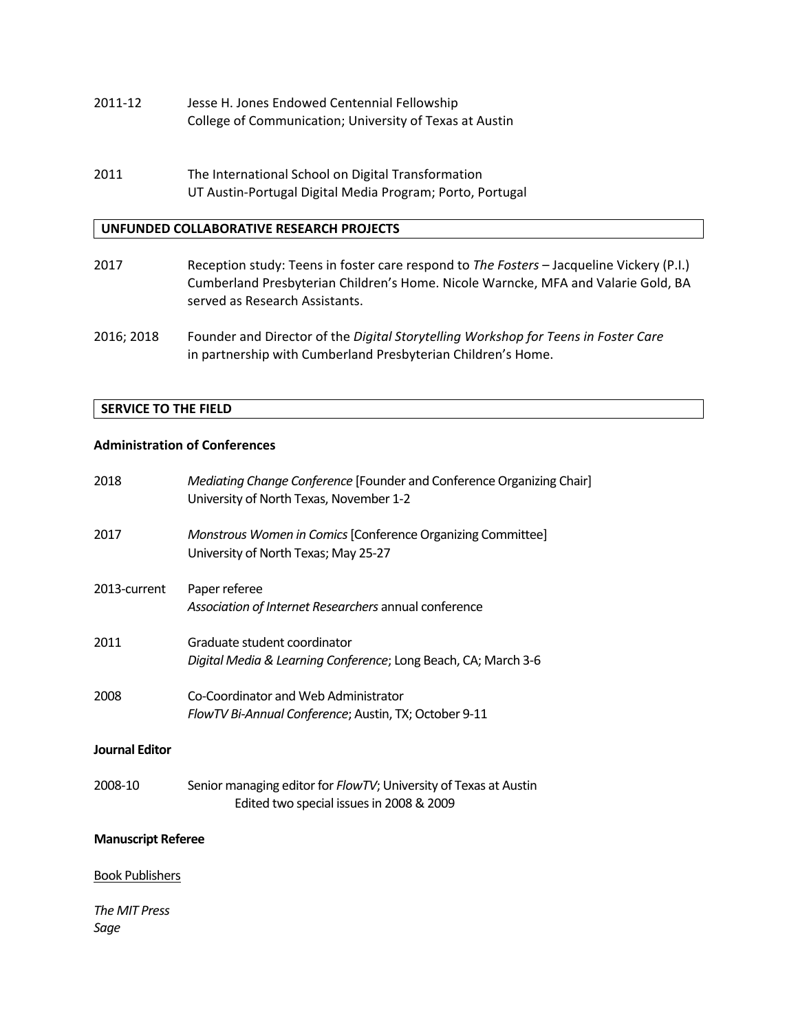2011-12 Jesse H. Jones Endowed Centennial Fellowship
College of Communication; University of Texas at Austin

2011 The International School on Digital Transformation
UT Austin-Portugal Digital Media Program; Porto, Portugal

## UNFUNDED COLLABORATIVE RESEARCH PROJECTS

2017 Reception study: Teens in foster care respond to *The Fosters* – Jacqueline Vickery (P.I.)
Cumberland Presbyterian Children's Home. Nicole Warncke, MFA and Valarie Gold, BA served as Research Assistants.

2016; 2018 Founder and Director of the *Digital Storytelling Workshop for Teens in Foster Care* in partnership with Cumberland Presbyterian Children's Home.

## SERVICE TO THE FIELD

### Administration of Conferences

2018 *Mediating Change Conference* [Founder and Conference Organizing Chair]
University of North Texas, November 1-2

2017 *Monstrous Women in Comics* [Conference Organizing Committee]
University of North Texas; May 25-27

2013-current Paper referee
*Association of Internet Researchers* annual conference

2011 Graduate student coordinator
*Digital Media & Learning Conference*; Long Beach, CA; March 3-6

2008 Co-Coordinator and Web Administrator
*FlowTV Bi-Annual Conference*; Austin, TX; October 9-11

### Journal Editor

2008-10 Senior managing editor for *FlowTV*; University of Texas at Austin
Edited two special issues in 2008 & 2009

### Manuscript Referee

Book Publishers

*The MIT Press*
*Sage*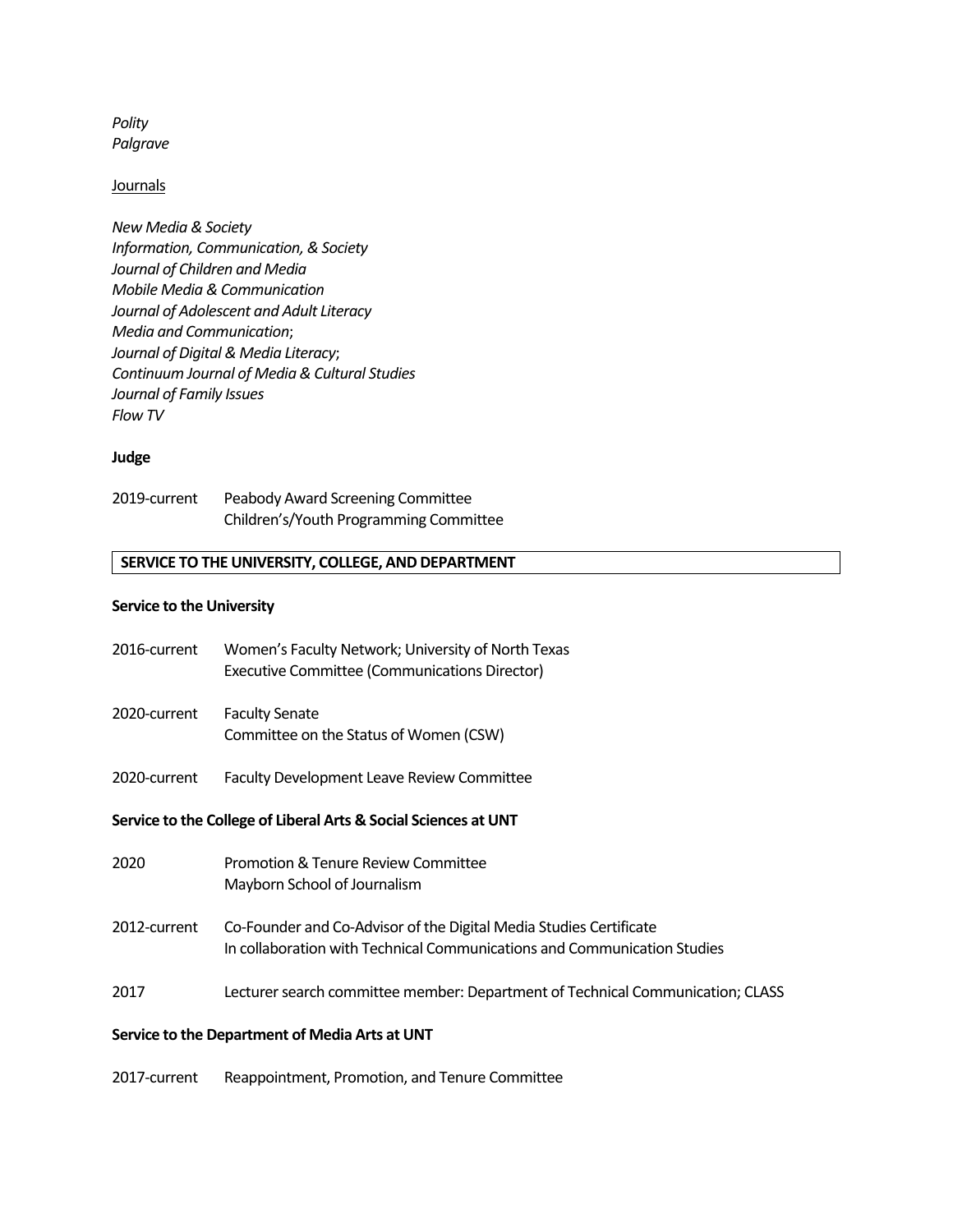*Polity*
*Palgrave*

Journals

*New Media & Society*
*Information, Communication, & Society*
*Journal of Children and Media*
*Mobile Media & Communication*
*Journal of Adolescent and Adult Literacy*
*Media and Communication*;
*Journal of Digital & Media Literacy*;
*Continuum Journal of Media & Cultural Studies*
*Journal of Family Issues*
*Flow TV*

**Judge**

2019-current Peabody Award Screening Committee
Children's/Youth Programming Committee

## SERVICE TO THE UNIVERSITY, COLLEGE, AND DEPARTMENT

**Service to the University**

2016-current Women's Faculty Network; University of North Texas
Executive Committee (Communications Director)

2020-current Faculty Senate
Committee on the Status of Women (CSW)

2020-current Faculty Development Leave Review Committee

**Service to the College of Liberal Arts & Social Sciences at UNT**

2020 Promotion & Tenure Review Committee
Mayborn School of Journalism

2012-current Co-Founder and Co-Advisor of the Digital Media Studies Certificate
In collaboration with Technical Communications and Communication Studies

2017 Lecturer search committee member: Department of Technical Communication; CLASS

**Service to the Department of Media Arts at UNT**

2017-current Reappointment, Promotion, and Tenure Committee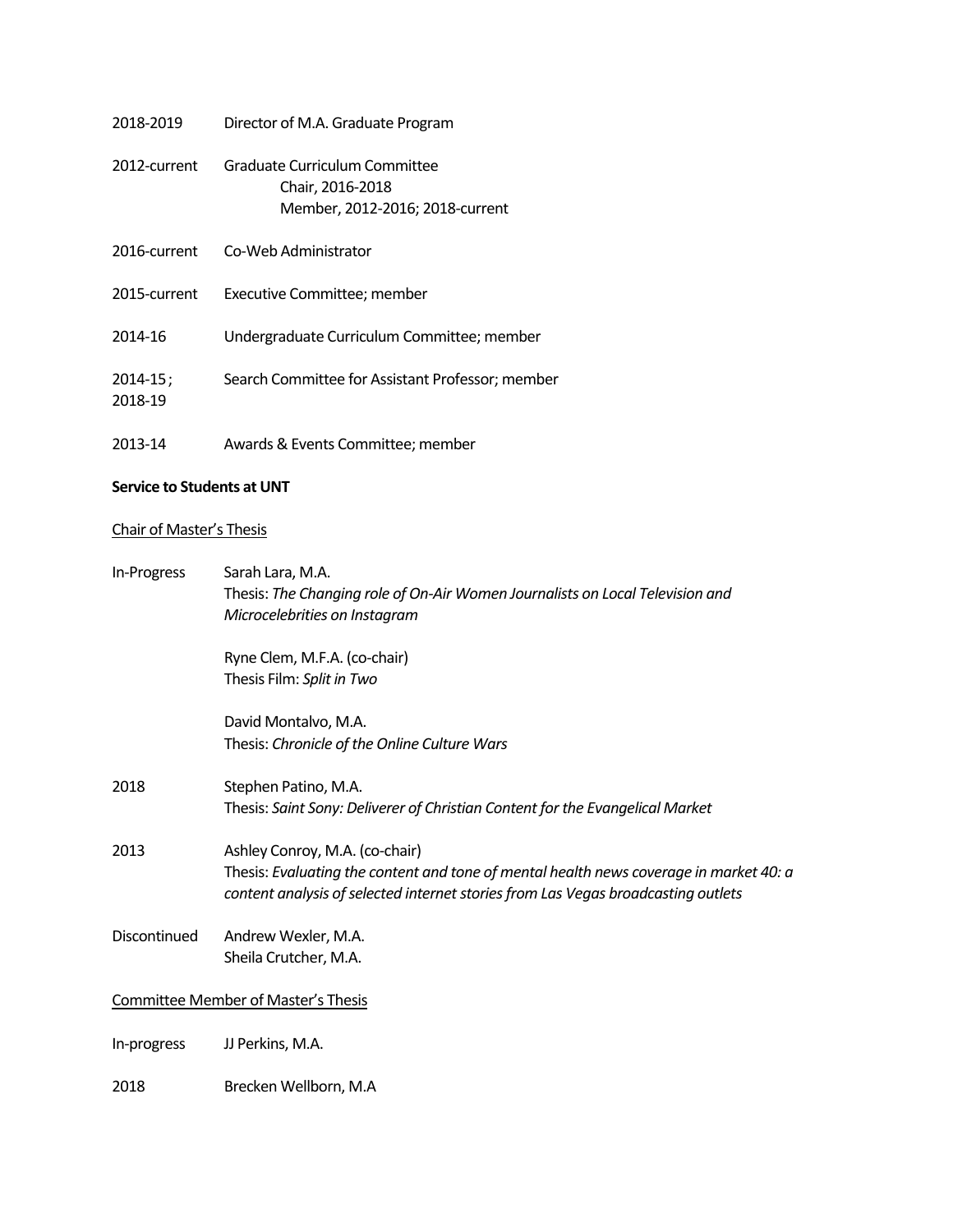2018-2019 Director of M.A. Graduate Program

2012-current Graduate Curriculum Committee
Chair, 2016-2018
Member, 2012-2016; 2018-current

2016-current Co-Web Administrator

2015-current Executive Committee; member

2014-16 Undergraduate Curriculum Committee; member

2014-15; 2018-19 Search Committee for Assistant Professor; member

2013-14 Awards & Events Committee; member

**Service to Students at UNT**

Chair of Master's Thesis

In-Progress Sarah Lara, M.A.
Thesis: *The Changing role of On-Air Women Journalists on Local Television and Microcelebrities on Instagram*

Ryne Clem, M.F.A. (co-chair)
Thesis Film: *Split in Two*

David Montalvo, M.A.
Thesis: *Chronicle of the Online Culture Wars*

2018 Stephen Patino, M.A.
Thesis: *Saint Sony: Deliverer of Christian Content for the Evangelical Market*

2013 Ashley Conroy, M.A. (co-chair)
Thesis: *Evaluating the content and tone of mental health news coverage in market 40: a content analysis of selected internet stories from Las Vegas broadcasting outlets*

Discontinued Andrew Wexler, M.A.
Sheila Crutcher, M.A.

Committee Member of Master's Thesis

In-progress JJ Perkins, M.A.

2018 Brecken Wellborn, M.A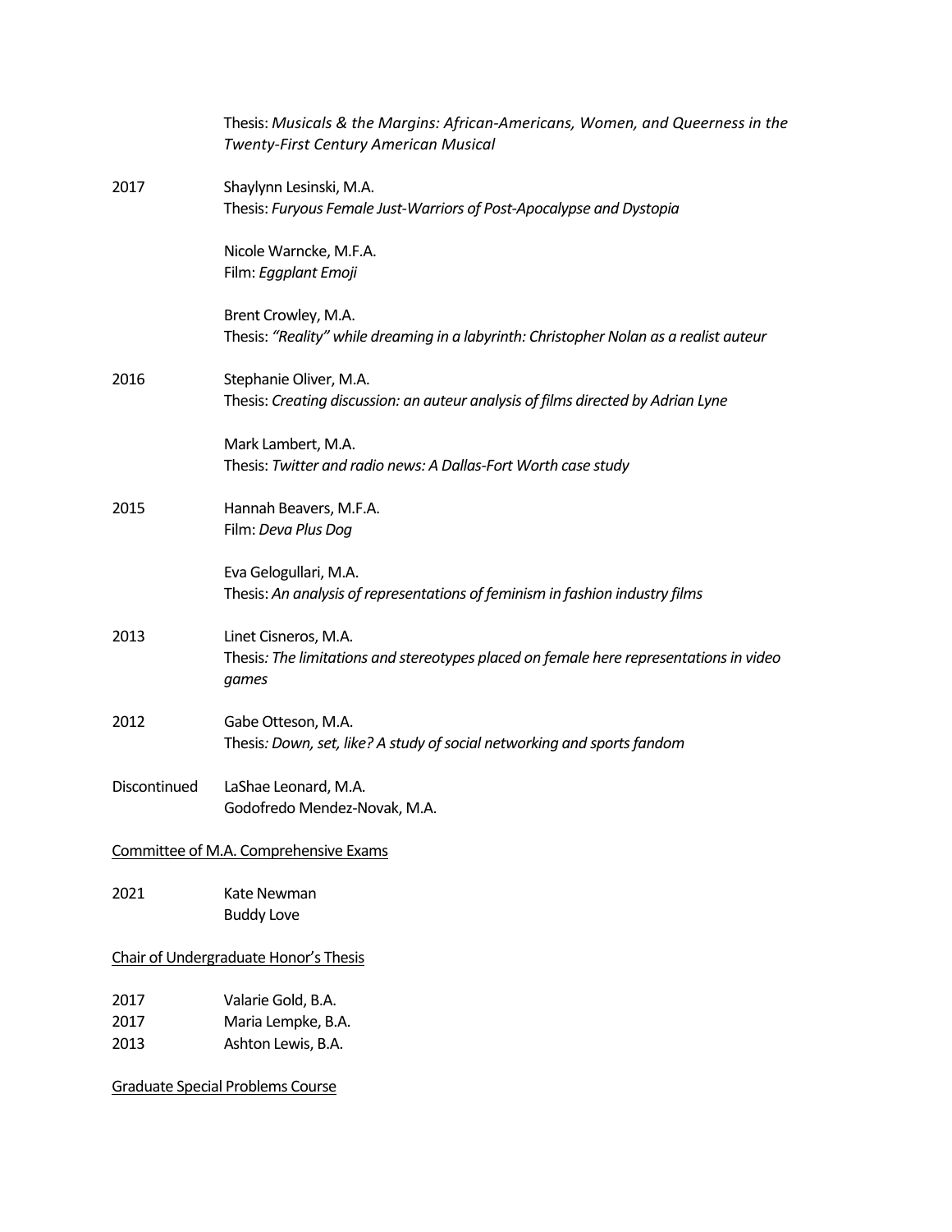Thesis: *Musicals & the Margins: African-Americans, Women, and Queerness in the Twenty-First Century American Musical*

2017 Shaylynn Lesinski, M.A.
Thesis: *Furyous Female Just-Warriors of Post-Apocalypse and Dystopia*

Nicole Warncke, M.F.A.
Film: *Eggplant Emoji*

Brent Crowley, M.A.
Thesis: *"Reality" while dreaming in a labyrinth: Christopher Nolan as a realist auteur*

2016 Stephanie Oliver, M.A.
Thesis: *Creating discussion: an auteur analysis of films directed by Adrian Lyne*

Mark Lambert, M.A.
Thesis: *Twitter and radio news: A Dallas-Fort Worth case study*

2015 Hannah Beavers, M.F.A.
Film: *Deva Plus Dog*

Eva Gelogullari, M.A.
Thesis: *An analysis of representations of feminism in fashion industry films*

2013 Linet Cisneros, M.A.
Thesis*: The limitations and stereotypes placed on female here representations in video games*

2012 Gabe Otteson, M.A.
Thesis*: Down, set, like? A study of social networking and sports fandom*

Discontinued LaShae Leonard, M.A.
Godofredo Mendez-Novak, M.A.

Committee of M.A. Comprehensive Exams

2021 Kate Newman
Buddy Love

Chair of Undergraduate Honor's Thesis

2017 Valarie Gold, B.A.
2017 Maria Lempke, B.A.
2013 Ashton Lewis, B.A.

Graduate Special Problems Course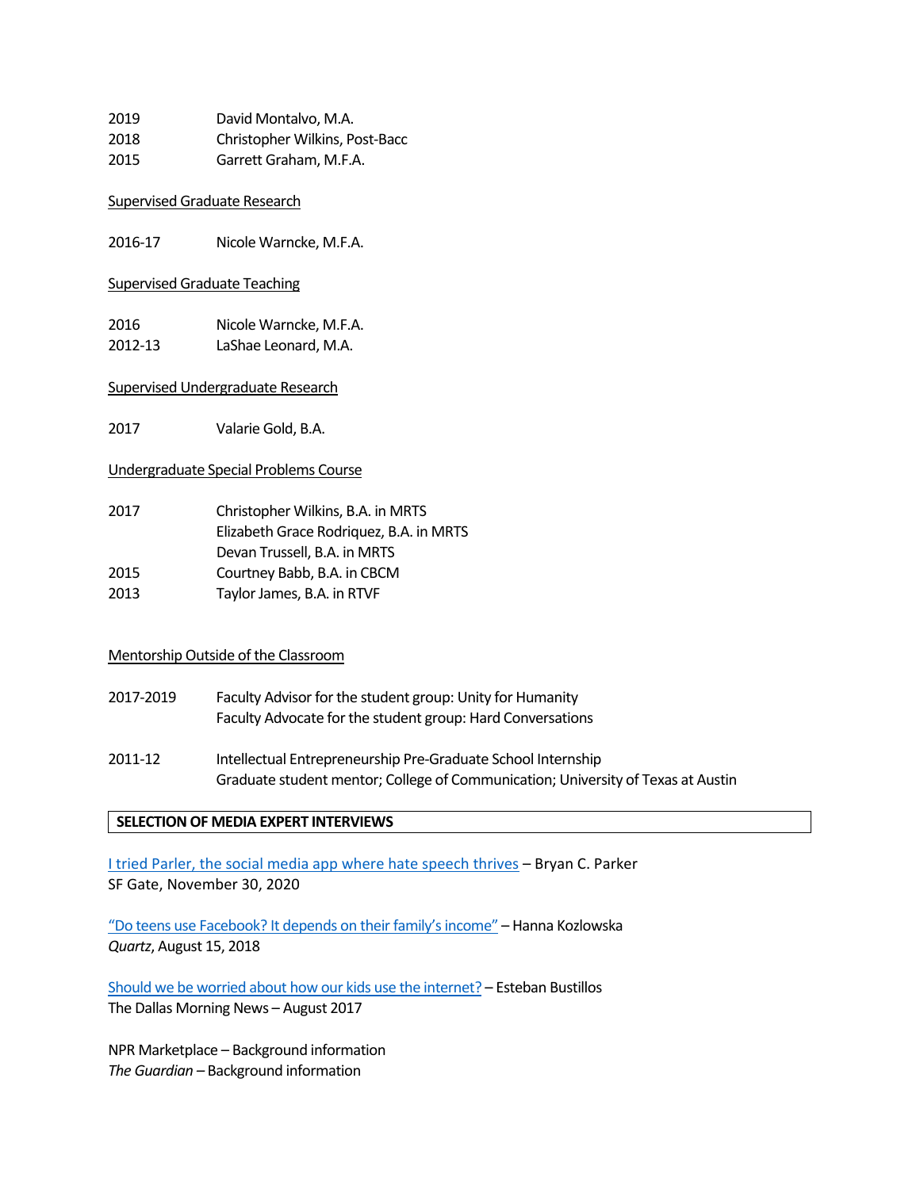| | |
|---|---|
| 2019 | David Montalvo, M.A. |
| 2018 | Christopher Wilkins, Post-Bacc |
| 2015 | Garrett Graham, M.F.A. |

Supervised Graduate Research

| | |
|---|---|
| 2016-17 | Nicole Warncke, M.F.A. |

Supervised Graduate Teaching

| | |
|---|---|
| 2016 | Nicole Warncke, M.F.A. |
| 2012-13 | LaShae Leonard, M.A. |

Supervised Undergraduate Research

| | |
|---|---|
| 2017 | Valarie Gold, B.A. |

Undergraduate Special Problems Course

| | |
|---|---|
| 2017 | Christopher Wilkins, B.A. in MRTS |
| | Elizabeth Grace Rodriquez, B.A. in MRTS |
| | Devan Trussell, B.A. in MRTS |
| 2015 | Courtney Babb, B.A. in CBCM |
| 2013 | Taylor James, B.A. in RTVF |

Mentorship Outside of the Classroom

| | |
|---|---|
| 2017-2019 | Faculty Advisor for the student group: Unity for Humanity<br>Faculty Advocate for the student group: Hard Conversations |
| 2011-12 | Intellectual Entrepreneurship Pre-Graduate School Internship<br>Graduate student mentor; College of Communication; University of Texas at Austin |

## SELECTION OF MEDIA EXPERT INTERVIEWS

I tried Parler, the social media app where hate speech thrives – Bryan C. Parker
SF Gate, November 30, 2020

"Do teens use Facebook? It depends on their family's income" – Hanna Kozlowska
*Quartz*, August 15, 2018

Should we be worried about how our kids use the internet? – Esteban Bustillos
The Dallas Morning News – August 2017

NPR Marketplace – Background information
*The Guardian* – Background information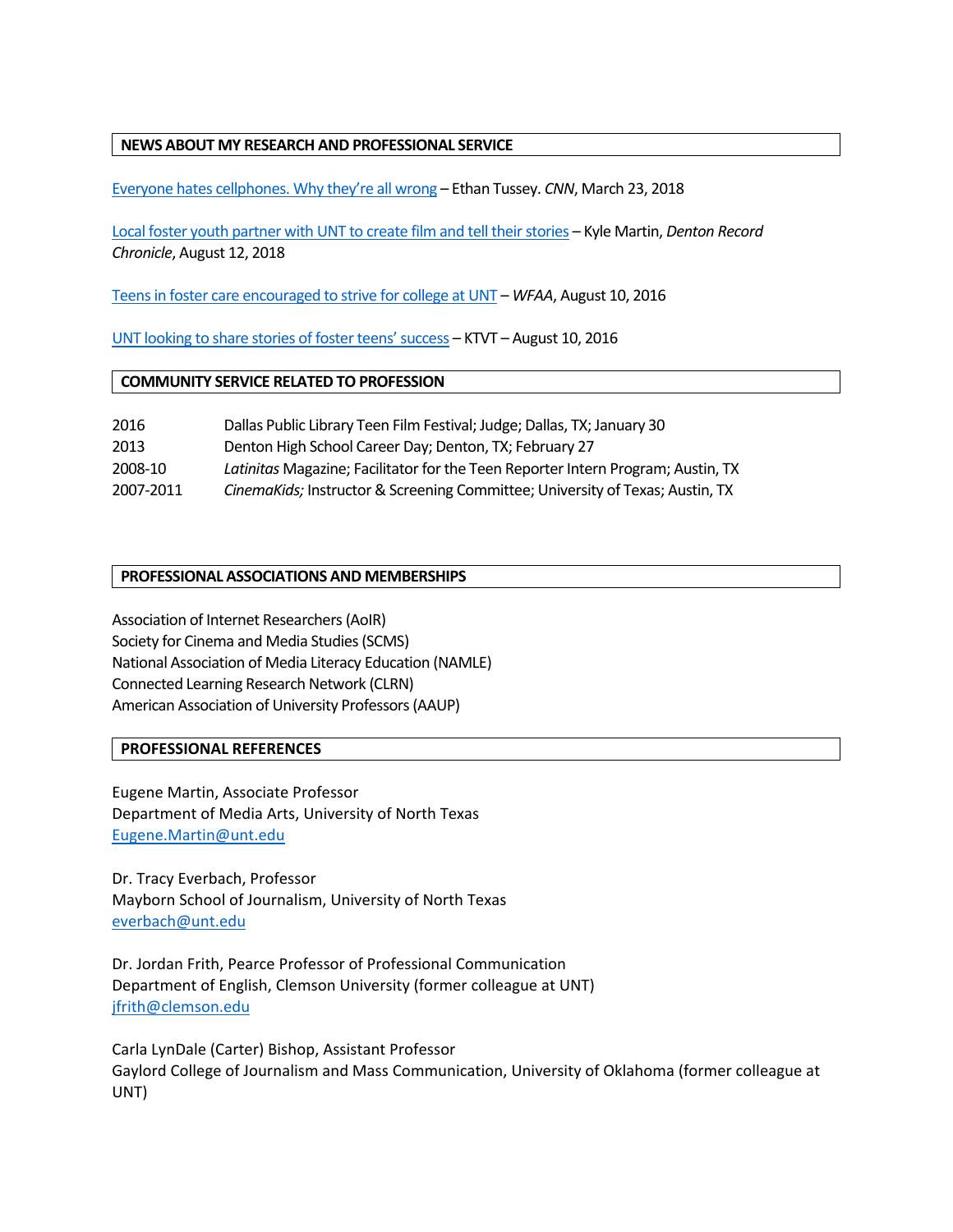## NEWS ABOUT MY RESEARCH AND PROFESSIONAL SERVICE

Everyone hates cellphones. Why they're all wrong – Ethan Tussey. *CNN*, March 23, 2018

Local foster youth partner with UNT to create film and tell their stories – Kyle Martin, *Denton Record Chronicle*, August 12, 2018

Teens in foster care encouraged to strive for college at UNT – *WFAA*, August 10, 2016

UNT looking to share stories of foster teens' success – KTVT – August 10, 2016

## COMMUNITY SERVICE RELATED TO PROFESSION

| | |
|---|---|
| 2016 | Dallas Public Library Teen Film Festival; Judge; Dallas, TX; January 30 |
| 2013 | Denton High School Career Day; Denton, TX; February 27 |
| 2008-10 | *Latinitas* Magazine; Facilitator for the Teen Reporter Intern Program; Austin, TX |
| 2007-2011 | *CinemaKids;* Instructor & Screening Committee; University of Texas; Austin, TX |

## PROFESSIONAL ASSOCIATIONS AND MEMBERSHIPS

Association of Internet Researchers (AoIR)
Society for Cinema and Media Studies (SCMS)
National Association of Media Literacy Education (NAMLE)
Connected Learning Research Network (CLRN)
American Association of University Professors (AAUP)

## PROFESSIONAL REFERENCES

Eugene Martin, Associate Professor
Department of Media Arts, University of North Texas
Eugene.Martin@unt.edu

Dr. Tracy Everbach, Professor
Mayborn School of Journalism, University of North Texas
everbach@unt.edu

Dr. Jordan Frith, Pearce Professor of Professional Communication
Department of English, Clemson University (former colleague at UNT)
jfrith@clemson.edu

Carla LynDale (Carter) Bishop, Assistant Professor
Gaylord College of Journalism and Mass Communication, University of Oklahoma (former colleague at UNT)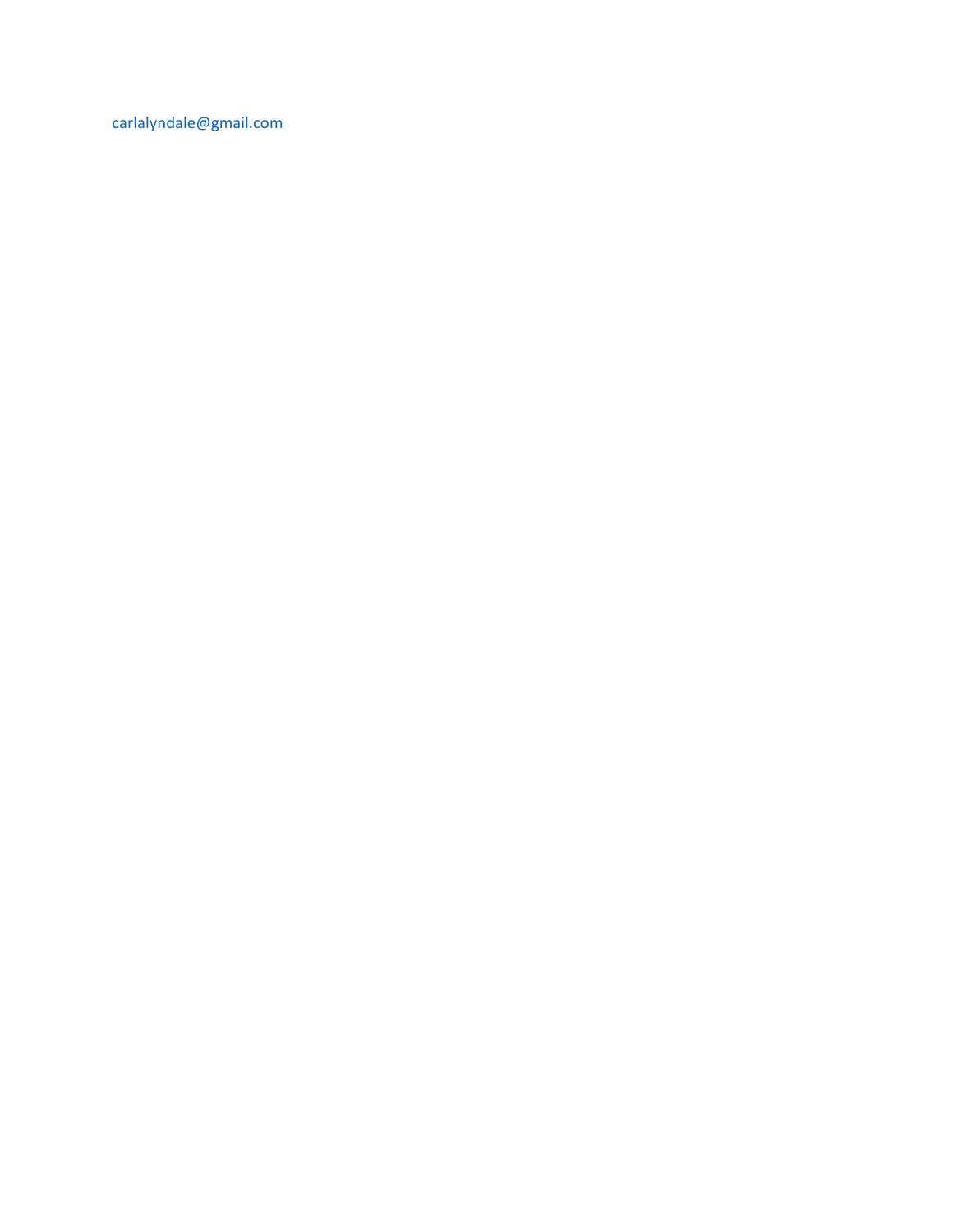carlalyndale@gmail.com